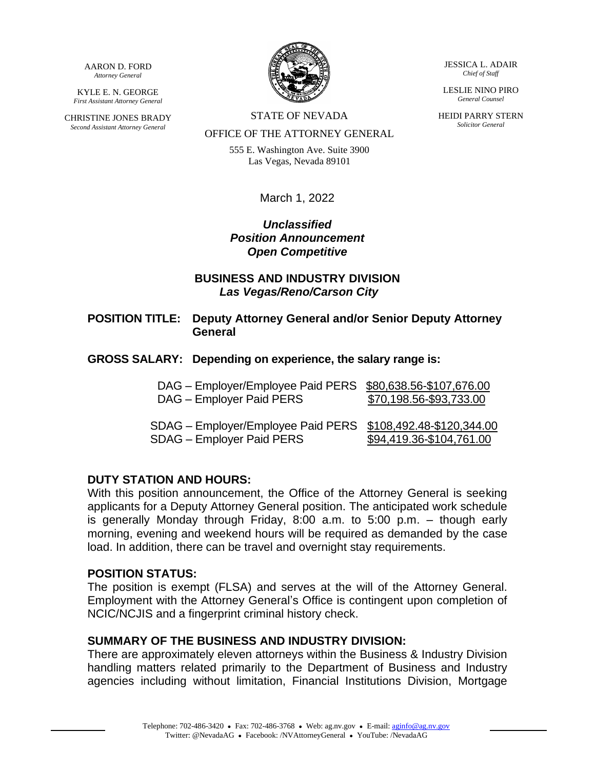AARON D. FORD
*Attorney General*

KYLE E. N. GEORGE
*First Assistant Attorney General*

CHRISTINE JONES BRADY
*Second Assistant Attorney General*

STATE OF NEVADA
OFFICE OF THE ATTORNEY GENERAL

555 E. Washington Ave. Suite 3900
Las Vegas, Nevada 89101

JESSICA L. ADAIR
*Chief of Staff*

LESLIE NINO PIRO
*General Counsel*

HEIDI PARRY STERN
*Solicitor General*

March 1, 2022

***Unclassified***
***Position Announcement***
***Open Competitive***

**BUSINESS AND INDUSTRY DIVISION**
***Las Vegas/Reno/Carson City***

**POSITION TITLE: Deputy Attorney General and/or Senior Deputy Attorney General**

**GROSS SALARY: Depending on experience, the salary range is:**

| | |
|---|---|
| DAG – Employer/Employee Paid PERS | $80,638.56-$107,676.00 |
| DAG – Employer Paid PERS | $70,198.56-$93,733.00 |
| SDAG – Employer/Employee Paid PERS | $108,492.48-$120,344.00 |
| SDAG – Employer Paid PERS | $94,419.36-$104,761.00 |

## DUTY STATION AND HOURS:

With this position announcement, the Office of the Attorney General is seeking applicants for a Deputy Attorney General position. The anticipated work schedule is generally Monday through Friday, 8:00 a.m. to 5:00 p.m. – though early morning, evening and weekend hours will be required as demanded by the case load. In addition, there can be travel and overnight stay requirements.

## POSITION STATUS:

The position is exempt (FLSA) and serves at the will of the Attorney General. Employment with the Attorney General's Office is contingent upon completion of NCIC/NCJIS and a fingerprint criminal history check.

## SUMMARY OF THE BUSINESS AND INDUSTRY DIVISION:

There are approximately eleven attorneys within the Business & Industry Division handling matters related primarily to the Department of Business and Industry agencies including without limitation, Financial Institutions Division, Mortgage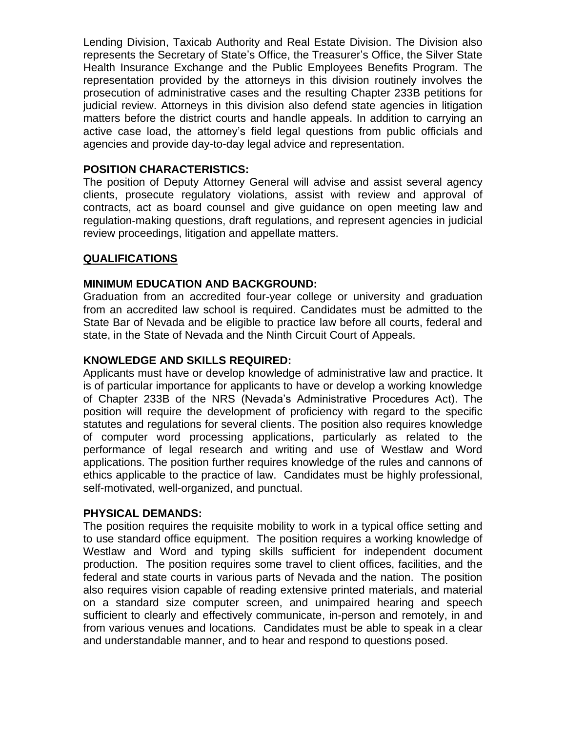Lending Division, Taxicab Authority and Real Estate Division. The Division also represents the Secretary of State's Office, the Treasurer's Office, the Silver State Health Insurance Exchange and the Public Employees Benefits Program. The representation provided by the attorneys in this division routinely involves the prosecution of administrative cases and the resulting Chapter 233B petitions for judicial review. Attorneys in this division also defend state agencies in litigation matters before the district courts and handle appeals. In addition to carrying an active case load, the attorney's field legal questions from public officials and agencies and provide day-to-day legal advice and representation.

**POSITION CHARACTERISTICS:**
The position of Deputy Attorney General will advise and assist several agency clients, prosecute regulatory violations, assist with review and approval of contracts, act as board counsel and give guidance on open meeting law and regulation-making questions, draft regulations, and represent agencies in judicial review proceedings, litigation and appellate matters.

## QUALIFICATIONS

**MINIMUM EDUCATION AND BACKGROUND:**
Graduation from an accredited four-year college or university and graduation from an accredited law school is required. Candidates must be admitted to the State Bar of Nevada and be eligible to practice law before all courts, federal and state, in the State of Nevada and the Ninth Circuit Court of Appeals.

**KNOWLEDGE AND SKILLS REQUIRED:**
Applicants must have or develop knowledge of administrative law and practice. It is of particular importance for applicants to have or develop a working knowledge of Chapter 233B of the NRS (Nevada's Administrative Procedures Act). The position will require the development of proficiency with regard to the specific statutes and regulations for several clients. The position also requires knowledge of computer word processing applications, particularly as related to the performance of legal research and writing and use of Westlaw and Word applications. The position further requires knowledge of the rules and cannons of ethics applicable to the practice of law. Candidates must be highly professional, self-motivated, well-organized, and punctual.

**PHYSICAL DEMANDS:**
The position requires the requisite mobility to work in a typical office setting and to use standard office equipment. The position requires a working knowledge of Westlaw and Word and typing skills sufficient for independent document production. The position requires some travel to client offices, facilities, and the federal and state courts in various parts of Nevada and the nation. The position also requires vision capable of reading extensive printed materials, and material on a standard size computer screen, and unimpaired hearing and speech sufficient to clearly and effectively communicate, in-person and remotely, in and from various venues and locations. Candidates must be able to speak in a clear and understandable manner, and to hear and respond to questions posed.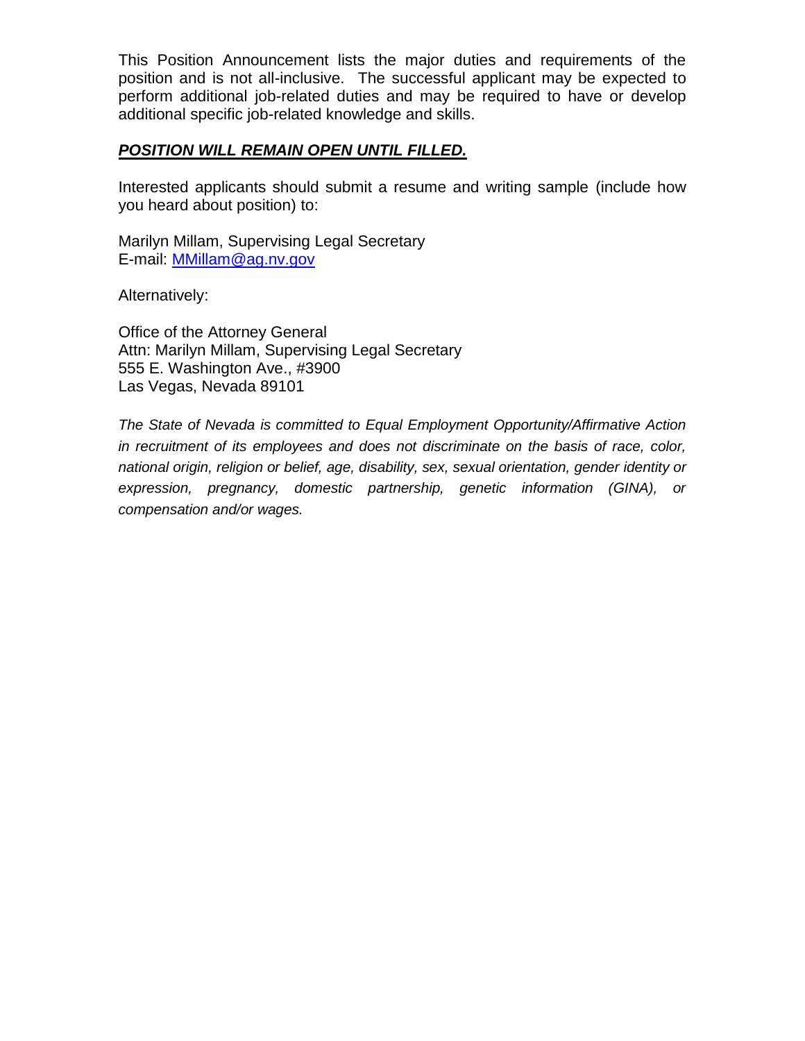This Position Announcement lists the major duties and requirements of the position and is not all-inclusive. The successful applicant may be expected to perform additional job-related duties and may be required to have or develop additional specific job-related knowledge and skills.

***POSITION WILL REMAIN OPEN UNTIL FILLED.***

Interested applicants should submit a resume and writing sample (include how you heard about position) to:

Marilyn Millam, Supervising Legal Secretary
E-mail: MMillam@ag.nv.gov

Alternatively:

Office of the Attorney General
Attn: Marilyn Millam, Supervising Legal Secretary
555 E. Washington Ave., #3900
Las Vegas, Nevada 89101

*The State of Nevada is committed to Equal Employment Opportunity/Affirmative Action in recruitment of its employees and does not discriminate on the basis of race, color, national origin, religion or belief, age, disability, sex, sexual orientation, gender identity or expression, pregnancy, domestic partnership, genetic information (GINA), or compensation and/or wages.*